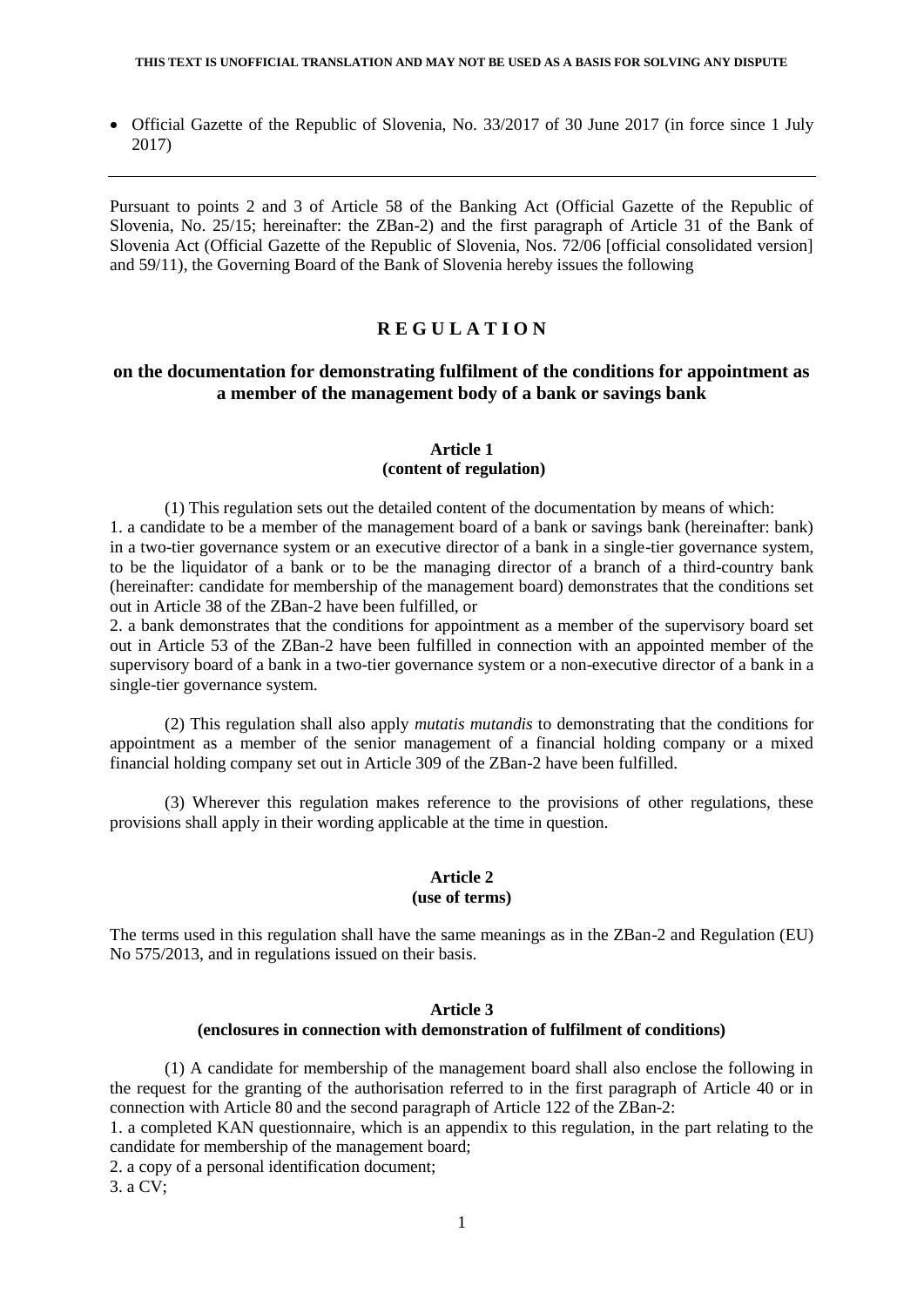**THIS TEXT IS UNOFFICIAL TRANSLATION AND MAY NOT BE USED AS A BASIS FOR SOLVING ANY DISPUTE**

- Official Gazette of the Republic of Slovenia, No. 33/2017 of 30 June 2017 (in force since 1 July 2017)

---

Pursuant to points 2 and 3 of Article 58 of the Banking Act (Official Gazette of the Republic of Slovenia, No. 25/15; hereinafter: the ZBan-2) and the first paragraph of Article 31 of the Bank of Slovenia Act (Official Gazette of the Republic of Slovenia, Nos. 72/06 [official consolidated version] and 59/11), the Governing Board of the Bank of Slovenia hereby issues the following

# R E G U L A T I O N

## on the documentation for demonstrating fulfilment of the conditions for appointment as a member of the management body of a bank or savings bank

### Article 1
### (content of regulation)

(1) This regulation sets out the detailed content of the documentation by means of which:
1. a candidate to be a member of the management board of a bank or savings bank (hereinafter: bank) in a two-tier governance system or an executive director of a bank in a single-tier governance system, to be the liquidator of a bank or to be the managing director of a branch of a third-country bank (hereinafter: candidate for membership of the management board) demonstrates that the conditions set out in Article 38 of the ZBan-2 have been fulfilled, or
2. a bank demonstrates that the conditions for appointment as a member of the supervisory board set out in Article 53 of the ZBan-2 have been fulfilled in connection with an appointed member of the supervisory board of a bank in a two-tier governance system or a non-executive director of a bank in a single-tier governance system.

(2) This regulation shall also apply *mutatis mutandis* to demonstrating that the conditions for appointment as a member of the senior management of a financial holding company or a mixed financial holding company set out in Article 309 of the ZBan-2 have been fulfilled.

(3) Wherever this regulation makes reference to the provisions of other regulations, these provisions shall apply in their wording applicable at the time in question.

### Article 2
### (use of terms)

The terms used in this regulation shall have the same meanings as in the ZBan-2 and Regulation (EU) No 575/2013, and in regulations issued on their basis.

### Article 3
### (enclosures in connection with demonstration of fulfilment of conditions)

(1) A candidate for membership of the management board shall also enclose the following in the request for the granting of the authorisation referred to in the first paragraph of Article 40 or in connection with Article 80 and the second paragraph of Article 122 of the ZBan-2:
1. a completed KAN questionnaire, which is an appendix to this regulation, in the part relating to the candidate for membership of the management board;
2. a copy of a personal identification document;
3. a CV;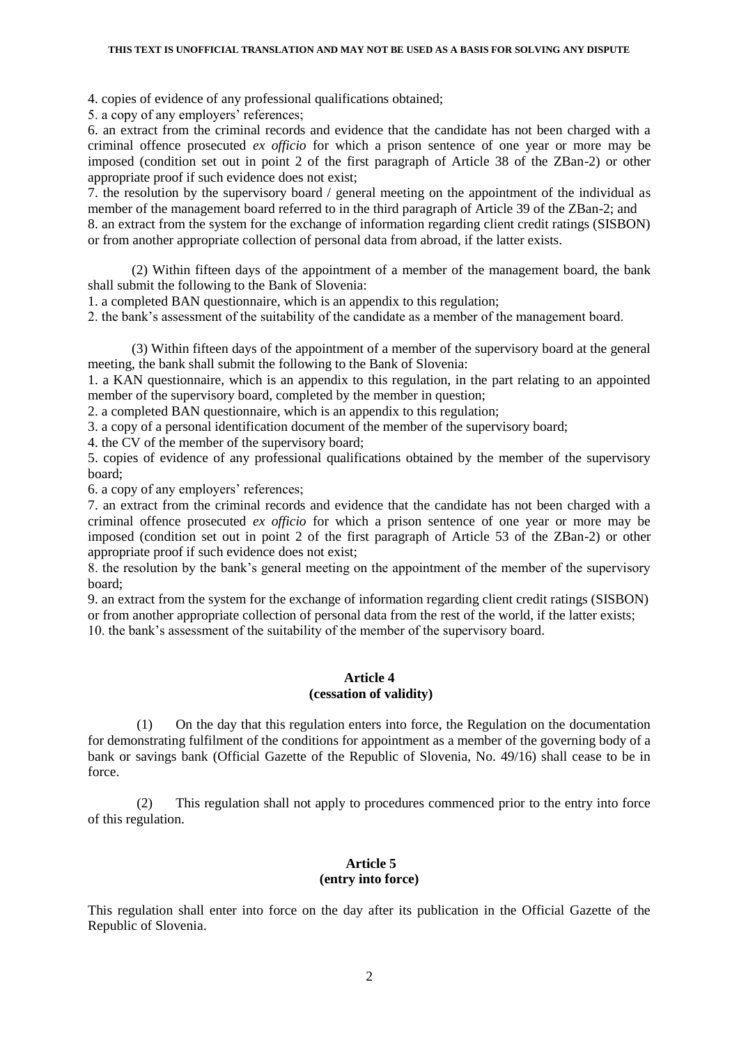4. copies of evidence of any professional qualifications obtained;

5. a copy of any employers' references;

6. an extract from the criminal records and evidence that the candidate has not been charged with a criminal offence prosecuted *ex officio* for which a prison sentence of one year or more may be imposed (condition set out in point 2 of the first paragraph of Article 38 of the ZBan-2) or other appropriate proof if such evidence does not exist;

7. the resolution by the supervisory board / general meeting on the appointment of the individual as member of the management board referred to in the third paragraph of Article 39 of the ZBan-2; and

8. an extract from the system for the exchange of information regarding client credit ratings (SISBON) or from another appropriate collection of personal data from abroad, if the latter exists.

(2) Within fifteen days of the appointment of a member of the management board, the bank shall submit the following to the Bank of Slovenia:

1. a completed BAN questionnaire, which is an appendix to this regulation;
2. the bank's assessment of the suitability of the candidate as a member of the management board.

(3) Within fifteen days of the appointment of a member of the supervisory board at the general meeting, the bank shall submit the following to the Bank of Slovenia:

1. a KAN questionnaire, which is an appendix to this regulation, in the part relating to an appointed member of the supervisory board, completed by the member in question;
2. a completed BAN questionnaire, which is an appendix to this regulation;
3. a copy of a personal identification document of the member of the supervisory board;
4. the CV of the member of the supervisory board;
5. copies of evidence of any professional qualifications obtained by the member of the supervisory board;
6. a copy of any employers' references;
7. an extract from the criminal records and evidence that the candidate has not been charged with a criminal offence prosecuted *ex officio* for which a prison sentence of one year or more may be imposed (condition set out in point 2 of the first paragraph of Article 53 of the ZBan-2) or other appropriate proof if such evidence does not exist;
8. the resolution by the bank's general meeting on the appointment of the member of the supervisory board;
9. an extract from the system for the exchange of information regarding client credit ratings (SISBON) or from another appropriate collection of personal data from the rest of the world, if the latter exists;
10. the bank's assessment of the suitability of the member of the supervisory board.

### Article 4
### (cessation of validity)

(1) On the day that this regulation enters into force, the Regulation on the documentation for demonstrating fulfilment of the conditions for appointment as a member of the governing body of a bank or savings bank (Official Gazette of the Republic of Slovenia, No. 49/16) shall cease to be in force.

(2) This regulation shall not apply to procedures commenced prior to the entry into force of this regulation.

### Article 5
### (entry into force)

This regulation shall enter into force on the day after its publication in the Official Gazette of the Republic of Slovenia.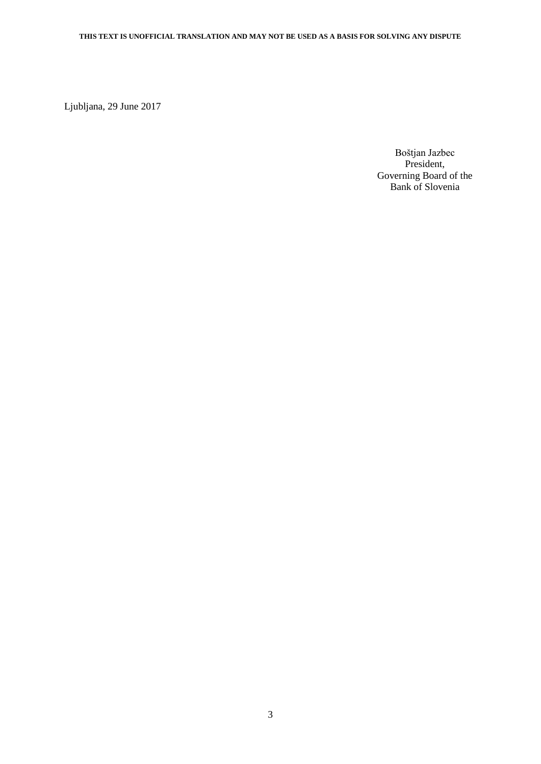Ljubljana, 29 June 2017

Boštjan Jazbec  
President,  
Governing Board of the  
Bank of Slovenia